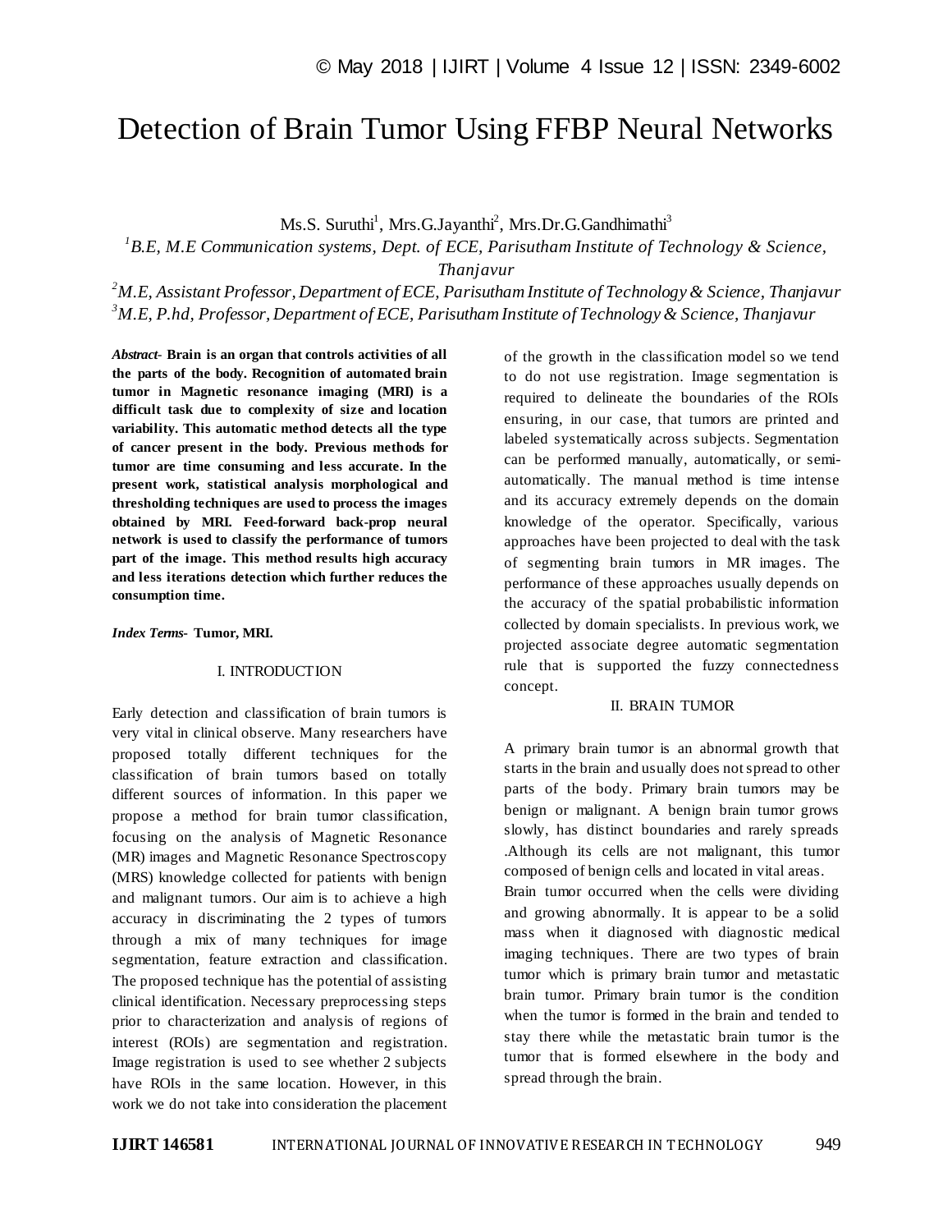# Detection of Brain Tumor Using FFBP Neural Networks

Ms.S. Suruthi[1], Mrs.G.Jayanthi[2], Mrs.Dr.G.Gandhimathi[3]

[1]*B.E, M.E Communication systems, Dept. of ECE, Parisutham Institute of Technology & Science, Thanjavur*

[2]*M.E, Assistant Professor, Department of ECE, Parisutham Institute of Technology & Science, Thanjavur*

[3]*M.E, P.hd, Professor, Department of ECE, Parisutham Institute of Technology & Science, Thanjavur*

***Abstract-*** **Brain is an organ that controls activities of all the parts of the body. Recognition of automated brain tumor in Magnetic resonance imaging (MRI) is a difficult task due to complexity of size and location variability. This automatic method detects all the type of cancer present in the body. Previous methods for tumor are time consuming and less accurate. In the present work, statistical analysis morphological and thresholding techniques are used to process the images obtained by MRI. Feed-forward back-prop neural network is used to classify the performance of tumors part of the image. This method results high accuracy and less iterations detection which further reduces the consumption time.**

***Index Terms-*** **Tumor, MRI.**

## I. INTRODUCTION

Early detection and classification of brain tumors is very vital in clinical observe. Many researchers have proposed totally different techniques for the classification of brain tumors based on totally different sources of information. In this paper we propose a method for brain tumor classification, focusing on the analysis of Magnetic Resonance (MR) images and Magnetic Resonance Spectroscopy (MRS) knowledge collected for patients with benign and malignant tumors. Our aim is to achieve a high accuracy in discriminating the 2 types of tumors through a mix of many techniques for image segmentation, feature extraction and classification. The proposed technique has the potential of assisting clinical identification. Necessary preprocessing steps prior to characterization and analysis of regions of interest (ROIs) are segmentation and registration. Image registration is used to see whether 2 subjects have ROIs in the same location. However, in this work we do not take into consideration the placement of the growth in the classification model so we tend to do not use registration. Image segmentation is required to delineate the boundaries of the ROIs ensuring, in our case, that tumors are printed and labeled systematically across subjects. Segmentation can be performed manually, automatically, or semi-automatically. The manual method is time intense and its accuracy extremely depends on the domain knowledge of the operator. Specifically, various approaches have been projected to deal with the task of segmenting brain tumors in MR images. The performance of these approaches usually depends on the accuracy of the spatial probabilistic information collected by domain specialists. In previous work, we projected associate degree automatic segmentation rule that is supported the fuzzy connectedness concept.

## II. BRAIN TUMOR

A primary brain tumor is an abnormal growth that starts in the brain and usually does not spread to other parts of the body. Primary brain tumors may be benign or malignant. A benign brain tumor grows slowly, has distinct boundaries and rarely spreads .Although its cells are not malignant, this tumor composed of benign cells and located in vital areas.

Brain tumor occurred when the cells were dividing and growing abnormally. It is appear to be a solid mass when it diagnosed with diagnostic medical imaging techniques. There are two types of brain tumor which is primary brain tumor and metastatic brain tumor. Primary brain tumor is the condition when the tumor is formed in the brain and tended to stay there while the metastatic brain tumor is the tumor that is formed elsewhere in the body and spread through the brain.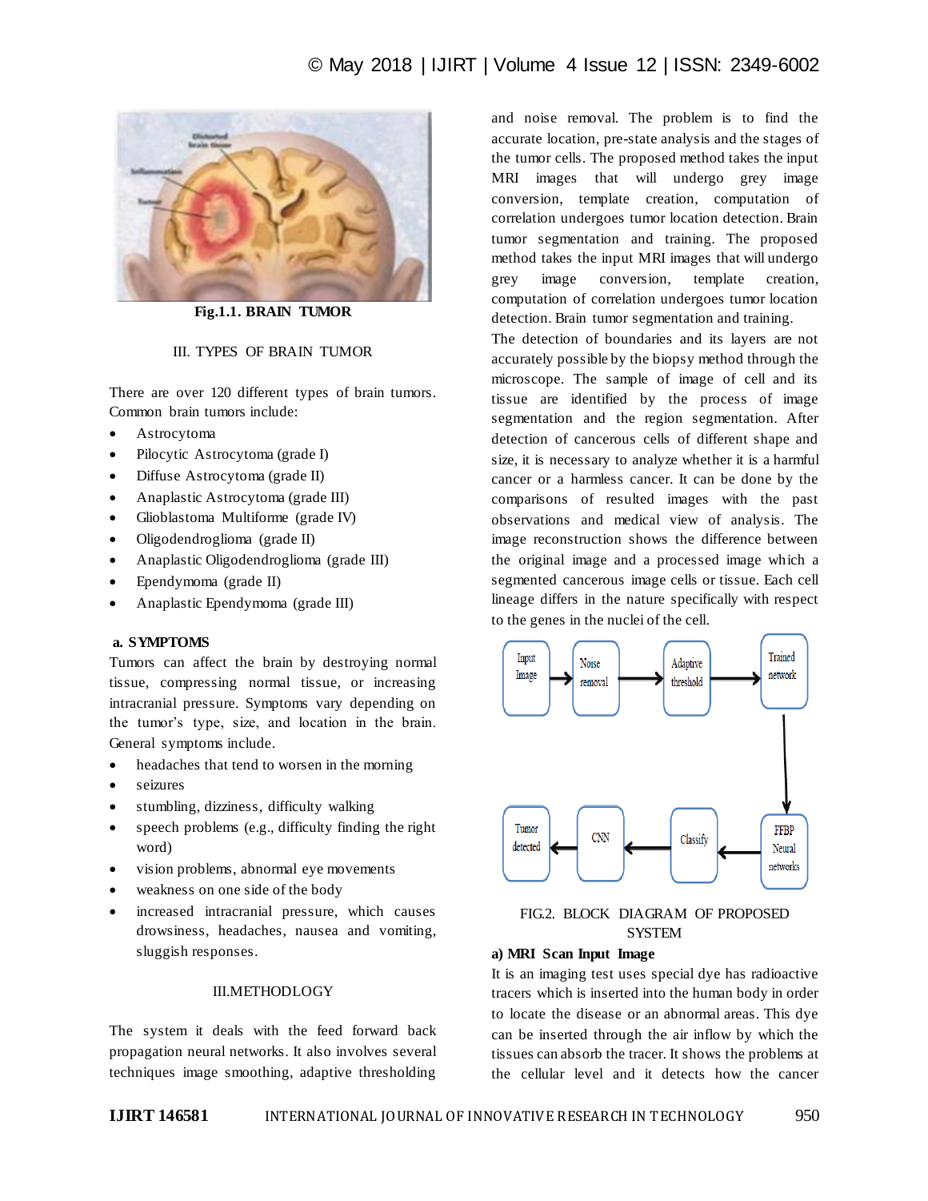Fig.1.1. BRAIN TUMOR

## III. TYPES OF BRAIN TUMOR

There are over 120 different types of brain tumors. Common brain tumors include:

- Astrocytoma
- Pilocytic Astrocytoma (grade I)
- Diffuse Astrocytoma (grade II)
- Anaplastic Astrocytoma (grade III)
- Glioblastoma Multiforme (grade IV)
- Oligodendroglioma (grade II)
- Anaplastic Oligodendroglioma (grade III)
- Ependymoma (grade II)
- Anaplastic Ependymoma (grade III)

### a. SYMPTOMS

Tumors can affect the brain by destroying normal tissue, compressing normal tissue, or increasing intracranial pressure. Symptoms vary depending on the tumor's type, size, and location in the brain. General symptoms include.

- headaches that tend to worsen in the morning
- seizures
- stumbling, dizziness, difficulty walking
- speech problems (e.g., difficulty finding the right word)
- vision problems, abnormal eye movements
- weakness on one side of the body
- increased intracranial pressure, which causes drowsiness, headaches, nausea and vomiting, sluggish responses.

## III.METHODLOGY

The system it deals with the feed forward back propagation neural networks. It also involves several techniques image smoothing, adaptive thresholding and noise removal. The problem is to find the accurate location, pre-state analysis and the stages of the tumor cells. The proposed method takes the input MRI images that will undergo grey image conversion, template creation, computation of correlation undergoes tumor location detection. Brain tumor segmentation and training. The proposed method takes the input MRI images that will undergo grey image conversion, template creation, computation of correlation undergoes tumor location detection. Brain tumor segmentation and training.

The detection of boundaries and its layers are not accurately possible by the biopsy method through the microscope. The sample of image of cell and its tissue are identified by the process of image segmentation and the region segmentation. After detection of cancerous cells of different shape and size, it is necessary to analyze whether it is a harmful cancer or a harmless cancer. It can be done by the comparisons of resulted images with the past observations and medical view of analysis. The image reconstruction shows the difference between the original image and a processed image which a segmented cancerous image cells or tissue. Each cell lineage differs in the nature specifically with respect to the genes in the nuclei of the cell.

Input Image → Noise removal → Adaptive threshold → Trained network → FFBP Neural networks → Classify → CNN → Tumor detected

FIG.2. BLOCK DIAGRAM OF PROPOSED SYSTEM

**a) MRI Scan Input Image**

It is an imaging test uses special dye has radioactive tracers which is inserted into the human body in order to locate the disease or an abnormal areas. This dye can be inserted through the air inflow by which the tissues can absorb the tracer. It shows the problems at the cellular level and it detects how the cancer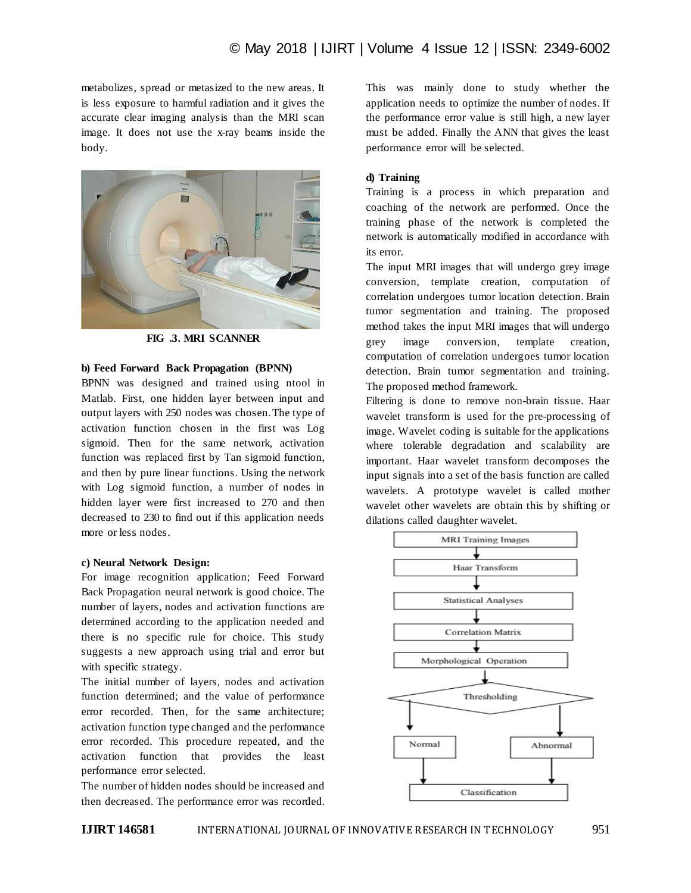metabolizes, spread or metasized to the new areas. It is less exposure to harmful radiation and it gives the accurate clear imaging analysis than the MRI scan image. It does not use the x-ray beams inside the body.

**FIG .3. MRI SCANNER**

**b) Feed Forward Back Propagation (BPNN)**

BPNN was designed and trained using ntool in Matlab. First, one hidden layer between input and output layers with 250 nodes was chosen. The type of activation function chosen in the first was Log sigmoid. Then for the same network, activation function was replaced first by Tan sigmoid function, and then by pure linear functions. Using the network with Log sigmoid function, a number of nodes in hidden layer were first increased to 270 and then decreased to 230 to find out if this application needs more or less nodes.

**c) Neural Network Design:**

For image recognition application; Feed Forward Back Propagation neural network is good choice. The number of layers, nodes and activation functions are determined according to the application needed and there is no specific rule for choice. This study suggests a new approach using trial and error but with specific strategy.

The initial number of layers, nodes and activation function determined; and the value of performance error recorded. Then, for the same architecture; activation function type changed and the performance error recorded. This procedure repeated, and the activation function that provides the least performance error selected.

The number of hidden nodes should be increased and then decreased. The performance error was recorded. This was mainly done to study whether the application needs to optimize the number of nodes. If the performance error value is still high, a new layer must be added. Finally the ANN that gives the least performance error will be selected.

**d) Training**

Training is a process in which preparation and coaching of the network are performed. Once the training phase of the network is completed the network is automatically modified in accordance with its error.

The input MRI images that will undergo grey image conversion, template creation, computation of correlation undergoes tumor location detection. Brain tumor segmentation and training. The proposed method takes the input MRI images that will undergo grey image conversion, template creation, computation of correlation undergoes tumor location detection. Brain tumor segmentation and training. The proposed method framework.

Filtering is done to remove non-brain tissue. Haar wavelet transform is used for the pre-processing of image. Wavelet coding is suitable for the applications where tolerable degradation and scalability are important. Haar wavelet transform decomposes the input signals into a set of the basis function are called wavelets. A prototype wavelet is called mother wavelet other wavelets are obtain this by shifting or dilations called daughter wavelet.

MRI Training Images → Haar Transform → Statistical Analyses → Correlation Matrix → Morphological Operation → Thresholding → Normal / Abnormal → Classification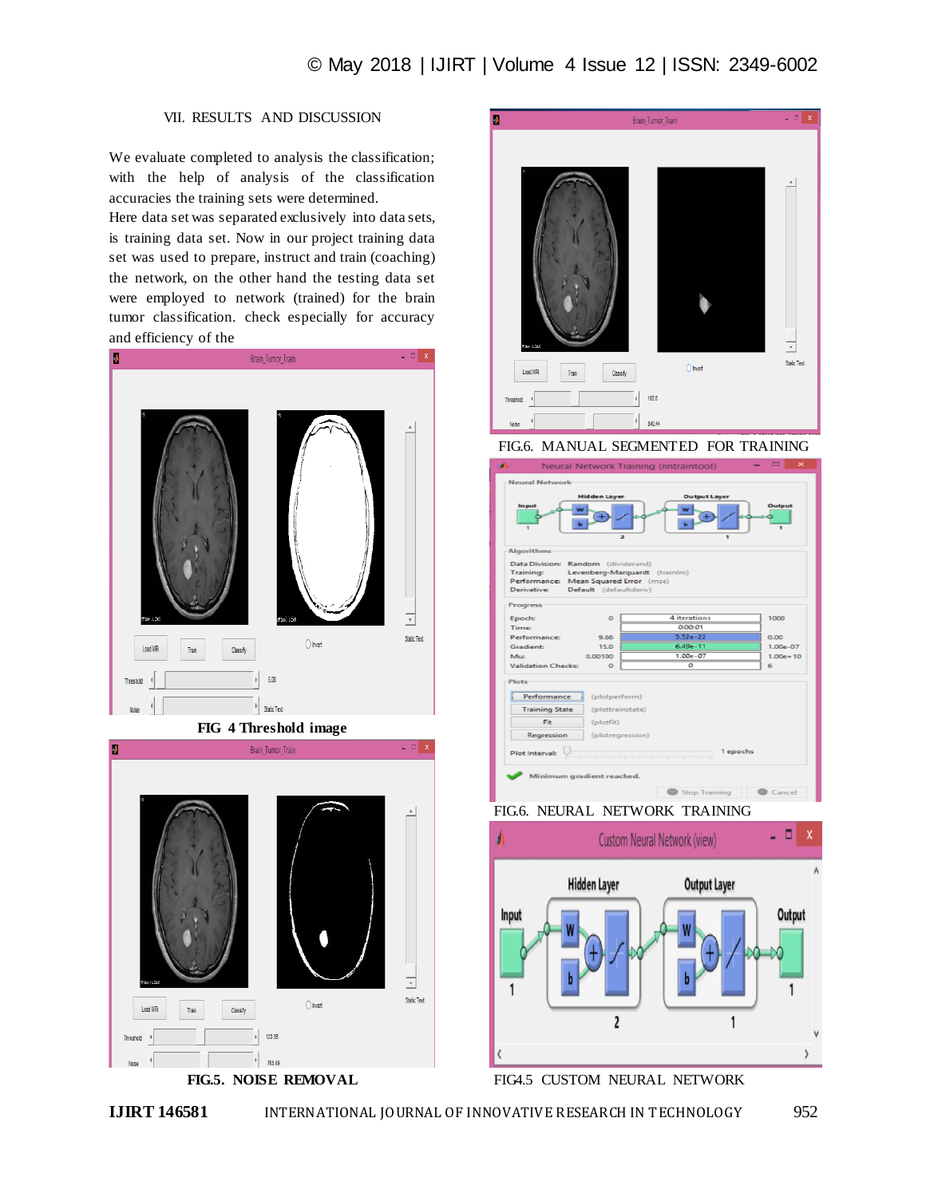## VII. RESULTS AND DISCUSSION

We evaluate completed to analysis the classification; with the help of analysis of the classification accuracies the training sets were determined.

Here data set was separated exclusively into data sets, is training data set. Now in our project training data set was used to prepare, instruct and train (coaching) the network, on the other hand the testing data set were employed to network (trained) for the brain tumor classification. check especially for accuracy and efficiency of the

**FIG 4 Threshold image**

**FIG.5. NOISE REMOVAL**

FIG.6. MANUAL SEGMENTED FOR TRAINING

FIG.6. NEURAL NETWORK TRAINING

FIG4.5 CUSTOM NEURAL NETWORK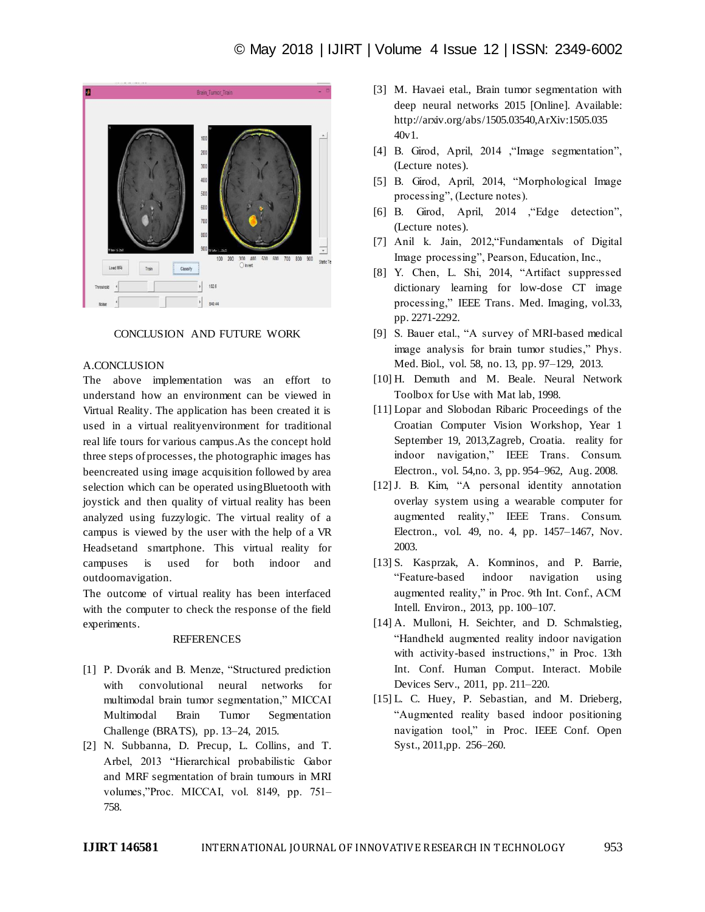## CONCLUSION AND FUTURE WORK

### A.CONCLUSION

The above implementation was an effort to understand how an environment can be viewed in Virtual Reality. The application has been created it is used in a virtual realityenvironment for traditional real life tours for various campus.As the concept hold three steps of processes, the photographic images has beencreated using image acquisition followed by area selection which can be operated usingBluetooth with joystick and then quality of virtual reality has been analyzed using fuzzylogic. The virtual reality of a campus is viewed by the user with the help of a VR Headsetand smartphone. This virtual reality for campuses is used for both indoor and outdoornavigation.

The outcome of virtual reality has been interfaced with the computer to check the response of the field experiments.

## REFERENCES

[1] P. Dvorák and B. Menze, "Structured prediction with convolutional neural networks for multimodal brain tumor segmentation," MICCAI Multimodal Brain Tumor Segmentation Challenge (BRATS), pp. 13–24, 2015.

[2] N. Subbanna, D. Precup, L. Collins, and T. Arbel, 2013 "Hierarchical probabilistic Gabor and MRF segmentation of brain tumours in MRI volumes,"Proc. MICCAI, vol. 8149, pp. 751–758.

[3] M. Havaei etal., Brain tumor segmentation with deep neural networks 2015 [Online]. Available: http://arxiv.org/abs/1505.03540,ArXiv:1505.035 40v1.

[4] B. Girod, April, 2014 ,"Image segmentation", (Lecture notes).

[5] B. Girod, April, 2014, "Morphological Image processing", (Lecture notes).

[6] B. Girod, April, 2014 ,"Edge detection", (Lecture notes).

[7] Anil k. Jain, 2012,"Fundamentals of Digital Image processing", Pearson, Education, Inc.,

[8] Y. Chen, L. Shi, 2014, "Artifact suppressed dictionary learning for low-dose CT image processing," IEEE Trans. Med. Imaging, vol.33, pp. 2271-2292.

[9] S. Bauer etal., "A survey of MRI-based medical image analysis for brain tumor studies," Phys. Med. Biol., vol. 58, no. 13, pp. 97–129, 2013.

[10] H. Demuth and M. Beale. Neural Network Toolbox for Use with Mat lab, 1998.

[11] Lopar and Slobodan Ribaric Proceedings of the Croatian Computer Vision Workshop, Year 1 September 19, 2013,Zagreb, Croatia. reality for indoor navigation," IEEE Trans. Consum. Electron., vol. 54,no. 3, pp. 954–962, Aug. 2008.

[12] J. B. Kim, "A personal identity annotation overlay system using a wearable computer for augmented reality," IEEE Trans. Consum. Electron., vol. 49, no. 4, pp. 1457–1467, Nov. 2003.

[13] S. Kasprzak, A. Komninos, and P. Barrie, "Feature-based indoor navigation using augmented reality," in Proc. 9th Int. Conf., ACM Intell. Environ., 2013, pp. 100–107.

[14] A. Mulloni, H. Seichter, and D. Schmalstieg, "Handheld augmented reality indoor navigation with activity-based instructions," in Proc. 13th Int. Conf. Human Comput. Interact. Mobile Devices Serv., 2011, pp. 211–220.

[15] L. C. Huey, P. Sebastian, and M. Drieberg, "Augmented reality based indoor positioning navigation tool," in Proc. IEEE Conf. Open Syst., 2011,pp. 256–260.